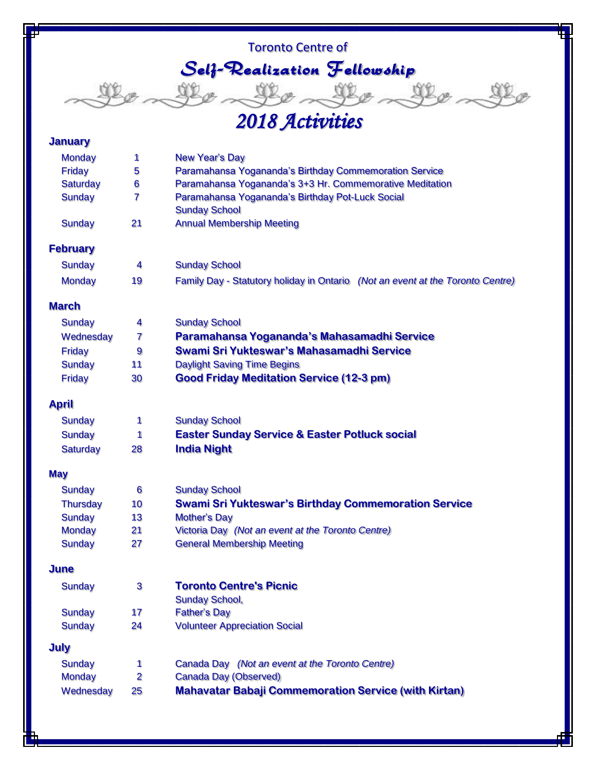Toronto Centre of

# *Self-Realization Fellowship*

## *2018 Activities*

### January

| | | |
|---|---|---|
| Monday | 1 | New Year's Day |
| Friday | 5 | Paramahansa Yogananda's Birthday Commemoration Service |
| Saturday | 6 | Paramahansa Yogananda's 3+3 Hr. Commemorative Meditation |
| Sunday | 7 | Paramahansa Yogananda's Birthday Pot-Luck Social |
| | | Sunday School |
| Sunday | 21 | Annual Membership Meeting |

### February

| | | |
|---|---|---|
| Sunday | 4 | Sunday School |
| Monday | 19 | Family Day - Statutory holiday in Ontario *(Not an event at the Toronto Centre)* |

### March

| | | |
|---|---|---|
| Sunday | 4 | Sunday School |
| Wednesday | 7 | **Paramahansa Yogananda's Mahasamadhi Service** |
| Friday | 9 | **Swami Sri Yukteswar's Mahasamadhi Service** |
| Sunday | 11 | Daylight Saving Time Begins |
| Friday | 30 | **Good Friday Meditation Service (12-3 pm)** |

### April

| | | |
|---|---|---|
| Sunday | 1 | Sunday School |
| Sunday | 1 | **Easter Sunday Service & Easter Potluck social** |
| Saturday | 28 | **India Night** |

### May

| | | |
|---|---|---|
| Sunday | 6 | Sunday School |
| Thursday | 10 | **Swami Sri Yukteswar's Birthday Commemoration Service** |
| Sunday | 13 | Mother's Day |
| Monday | 21 | Victoria Day *(Not an event at the Toronto Centre)* |
| Sunday | 27 | General Membership Meeting |

### June

| | | |
|---|---|---|
| Sunday | 3 | **Toronto Centre's Picnic** |
| | | Sunday School, |
| Sunday | 17 | Father's Day |
| Sunday | 24 | Volunteer Appreciation Social |

### July

| | | |
|---|---|---|
| Sunday | 1 | Canada Day *(Not an event at the Toronto Centre)* |
| Monday | 2 | Canada Day (Observed) |
| Wednesday | 25 | **Mahavatar Babaji Commemoration Service (with Kirtan)** |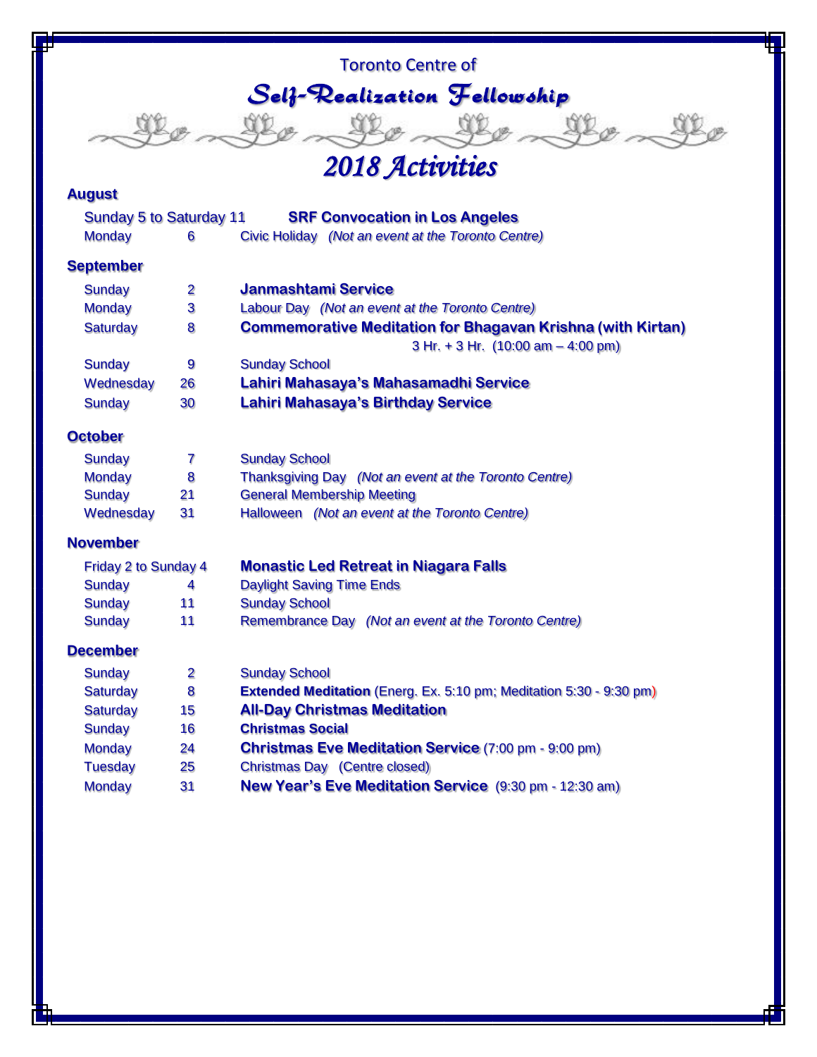Toronto Centre of

# *Self-Realization Fellowship*

## *2018 Activities*

### August

| | | |
|---|---|---|
| Sunday 5 to Saturday 11 | | **SRF Convocation in Los Angeles** |
| Monday | 6 | Civic Holiday *(Not an event at the Toronto Centre)* |

### September

| | | |
|---|---|---|
| Sunday | 2 | **Janmashtami Service** |
| Monday | 3 | Labour Day *(Not an event at the Toronto Centre)* |
| Saturday | 8 | **Commemorative Meditation for Bhagavan Krishna (with Kirtan)** 3 Hr. + 3 Hr. (10:00 am – 4:00 pm) |
| Sunday | 9 | Sunday School |
| Wednesday | 26 | **Lahiri Mahasaya's Mahasamadhi Service** |
| Sunday | 30 | **Lahiri Mahasaya's Birthday Service** |

### October

| | | |
|---|---|---|
| Sunday | 7 | Sunday School |
| Monday | 8 | Thanksgiving Day *(Not an event at the Toronto Centre)* |
| Sunday | 21 | General Membership Meeting |
| Wednesday | 31 | Halloween *(Not an event at the Toronto Centre)* |

### November

| | | |
|---|---|---|
| Friday 2 to Sunday 4 | | **Monastic Led Retreat in Niagara Falls** |
| Sunday | 4 | Daylight Saving Time Ends |
| Sunday | 11 | Sunday School |
| Sunday | 11 | Remembrance Day *(Not an event at the Toronto Centre)* |

### December

| | | |
|---|---|---|
| Sunday | 2 | Sunday School |
| Saturday | 8 | **Extended Meditation** (Energ. Ex. 5:10 pm; Meditation 5:30 - 9:30 pm) |
| Saturday | 15 | **All-Day Christmas Meditation** |
| Sunday | 16 | **Christmas Social** |
| Monday | 24 | **Christmas Eve Meditation Service** (7:00 pm - 9:00 pm) |
| Tuesday | 25 | Christmas Day (Centre closed) |
| Monday | 31 | **New Year's Eve Meditation Service** (9:30 pm - 12:30 am) |